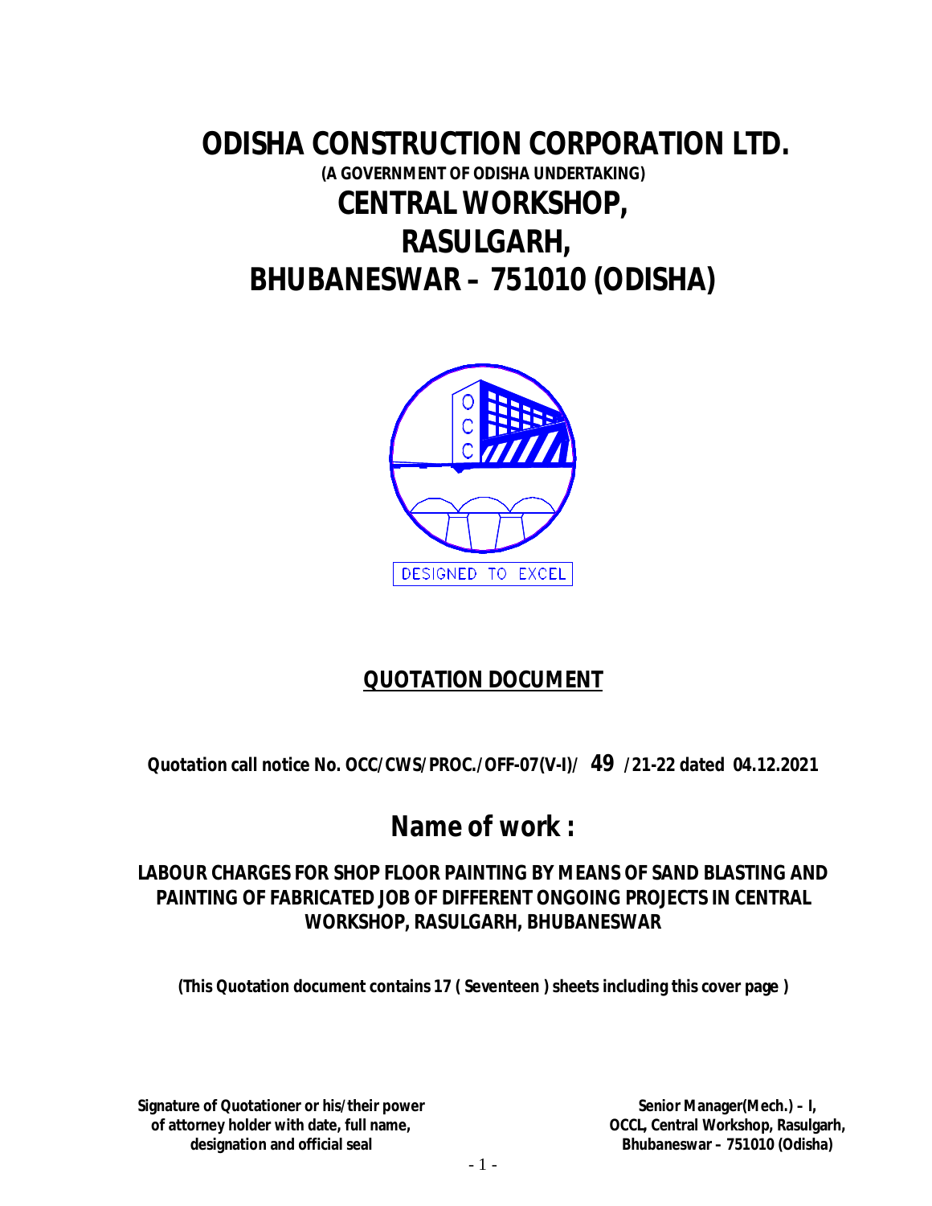# ODISHA CONSTRUCTION CORPORATION LTD.

**(A GOVERNMENT OF ODISHA UNDERTAKING)**

## CENTRAL WORKSHOP, RASULGARH, BHUBANESWAR – 751010 (ODISHA)

DESIGNED TO EXCEL

## QUOTATION DOCUMENT

**Quotation call notice No. OCC/CWS/PROC./OFF-07(V-I)/ 49 /21-22 dated 04.12.2021**

# Name of work :

**LABOUR CHARGES FOR SHOP FLOOR PAINTING BY MEANS OF SAND BLASTING AND PAINTING OF FABRICATED JOB OF DIFFERENT ONGOING PROJECTS IN CENTRAL WORKSHOP, RASULGARH, BHUBANESWAR**

**(This Quotation document contains 17 ( Seventeen ) sheets including this cover page )**

**Signature of Quotationer or his/their power of attorney holder with date, full name, designation and official seal**

**Senior Manager(Mech.) – I, OCCL, Central Workshop, Rasulgarh, Bhubaneswar – 751010 (Odisha)**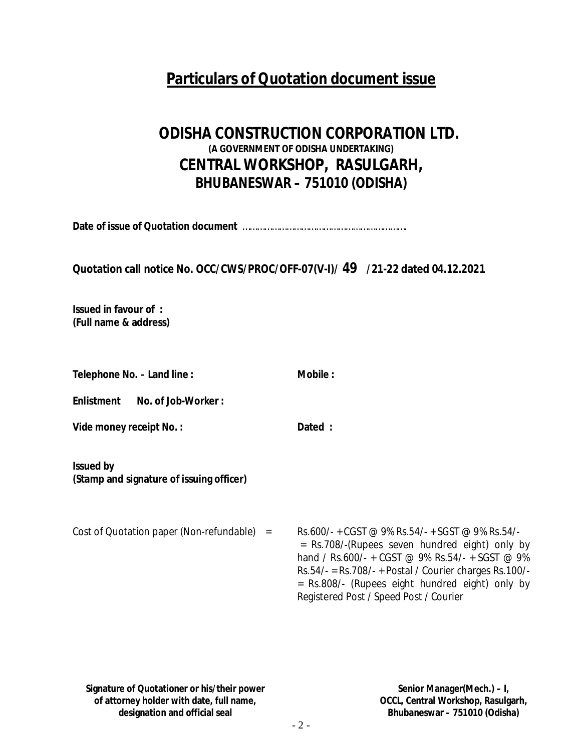## Particulars of Quotation document issue

# ODISHA CONSTRUCTION CORPORATION LTD.

**(A GOVERNMENT OF ODISHA UNDERTAKING)**

## CENTRAL WORKSHOP, RASULGARH,

### BHUBANESWAR – 751010 (ODISHA)

**Date of issue of Quotation document** ……………………………………………………………

**Quotation call notice No. OCC/CWS/PROC/OFF-07(V-I)/ 49 /21-22 dated 04.12.2021**

**Issued in favour of :**
**(Full name & address)**

**Telephone No. – Land line :** **Mobile :**

**Enlistment No. of Job-Worker :**

**Vide money receipt No. :** **Dated :**

**Issued by**
**(Stamp and signature of issuing officer)**

Cost of Quotation paper (Non-refundable) = Rs.600/- + CGST @ 9% Rs.54/- + SGST @ 9% Rs.54/- = Rs.708/-(Rupees seven hundred eight) only by hand / Rs.600/- + CGST @ 9% Rs.54/- + SGST @ 9% Rs.54/- = Rs.708/- + Postal / Courier charges Rs.100/- = Rs.808/- (Rupees eight hundred eight) only by Registered Post / Speed Post / Courier

**Signature of Quotationer or his/their power of attorney holder with date, full name, designation and official seal**

**Senior Manager(Mech.) – I,**
**OCCL, Central Workshop, Rasulgarh,**
**Bhubaneswar – 751010 (Odisha)**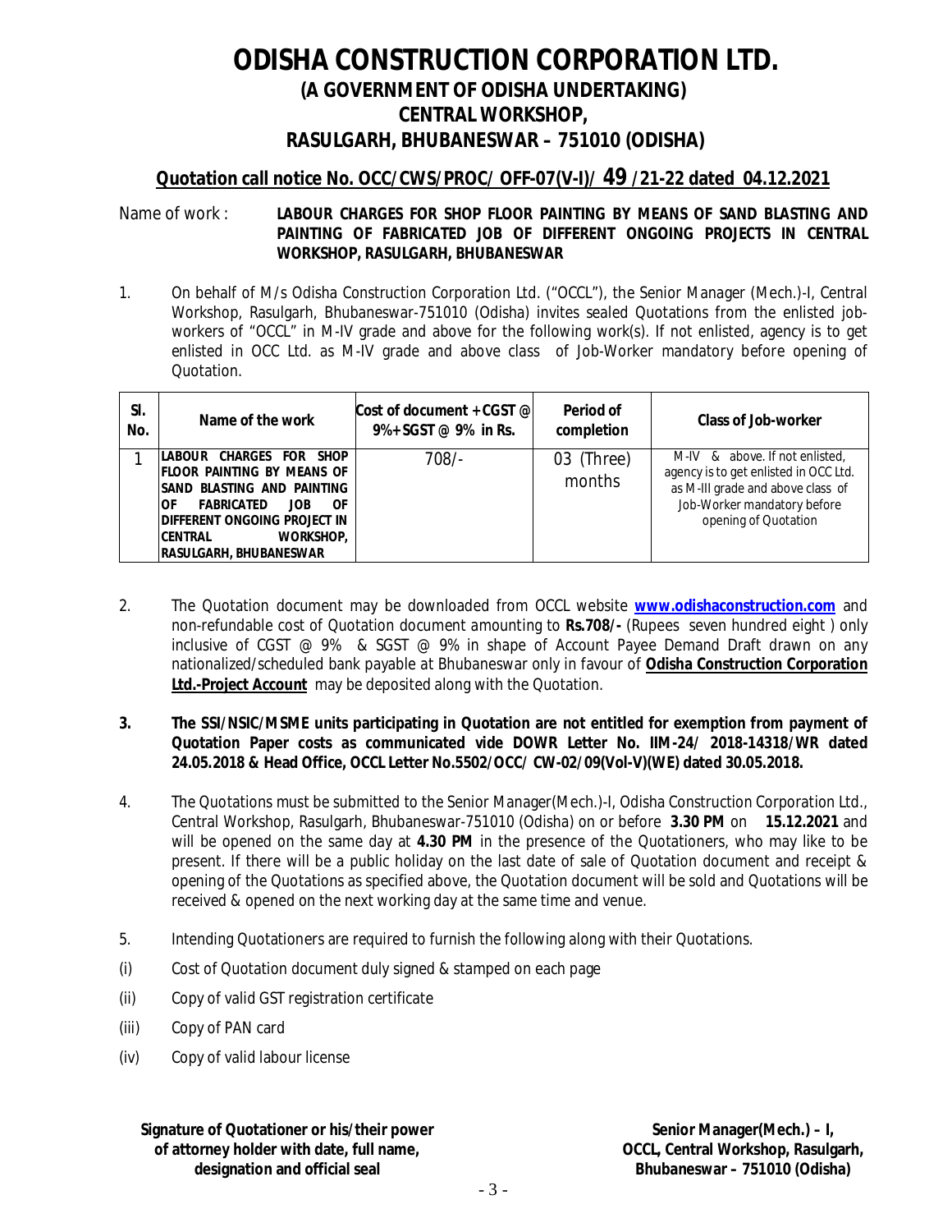# ODISHA CONSTRUCTION CORPORATION LTD.

## (A GOVERNMENT OF ODISHA UNDERTAKING)
## CENTRAL WORKSHOP,
## RASULGARH, BHUBANESWAR – 751010 (ODISHA)

**Quotation call notice No. OCC/CWS/PROC/ OFF-07(V-I)/ 49 /21-22 dated 04.12.2021**

Name of work : **LABOUR CHARGES FOR SHOP FLOOR PAINTING BY MEANS OF SAND BLASTING AND PAINTING OF FABRICATED JOB OF DIFFERENT ONGOING PROJECTS IN CENTRAL WORKSHOP, RASULGARH, BHUBANESWAR**

1. On behalf of M/s Odisha Construction Corporation Ltd. ("OCCL"), the Senior Manager (Mech.)-I, Central Workshop, Rasulgarh, Bhubaneswar-751010 (Odisha) invites sealed Quotations from the enlisted job-workers of "OCCL" in M-IV grade and above for the following work(s). If not enlisted, agency is to get enlisted in OCC Ltd. as M-IV grade and above class of Job-Worker mandatory before opening of Quotation.

| Sl. No. | Name of the work | Cost of document + CGST @ 9%+ SGST @ 9% in Rs. | Period of completion | Class of Job-worker |
|---|---|---|---|---|
| 1 | **LABOUR CHARGES FOR SHOP FLOOR PAINTING BY MEANS OF SAND BLASTING AND PAINTING OF FABRICATED JOB OF DIFFERENT ONGOING PROJECT IN CENTRAL WORKSHOP, RASULGARH, BHUBANESWAR** | 708/- | 03 (Three) months | M-IV & above. If not enlisted, agency is to get enlisted in OCC Ltd. as M-III grade and above class of Job-Worker mandatory before opening of Quotation |

2. The Quotation document may be downloaded from OCCL website **www.odishaconstruction.com** and non-refundable cost of Quotation document amounting to **Rs.708/-** (Rupees seven hundred eight ) only inclusive of CGST @ 9% & SGST @ 9% in shape of Account Payee Demand Draft drawn on any nationalized/scheduled bank payable at Bhubaneswar only in favour of **Odisha Construction Corporation Ltd.-Project Account** may be deposited along with the Quotation.

3. **The SSI/NSIC/MSME units participating in Quotation are not entitled for exemption from payment of Quotation Paper costs as communicated vide DOWR Letter No. IIM-24/ 2018-14318/WR dated 24.05.2018 & Head Office, OCCL Letter No.5502/OCC/ CW-02/09(Vol-V)(WE) dated 30.05.2018.**

4. The Quotations must be submitted to the Senior Manager(Mech.)-I, Odisha Construction Corporation Ltd., Central Workshop, Rasulgarh, Bhubaneswar-751010 (Odisha) on or before **3.30 PM** on **15.12.2021** and will be opened on the same day at **4.30 PM** in the presence of the Quotationers, who may like to be present. If there will be a public holiday on the last date of sale of Quotation document and receipt & opening of the Quotations as specified above, the Quotation document will be sold and Quotations will be received & opened on the next working day at the same time and venue.

5. Intending Quotationers are required to furnish the following along with their Quotations.

(i) Cost of Quotation document duly signed & stamped on each page

(ii) Copy of valid GST registration certificate

(iii) Copy of PAN card

(iv) Copy of valid labour license

**Signature of Quotationer or his/their power of attorney holder with date, full name, designation and official seal**

**Senior Manager(Mech.) – I,**
**OCCL, Central Workshop, Rasulgarh,**
**Bhubaneswar – 751010 (Odisha)**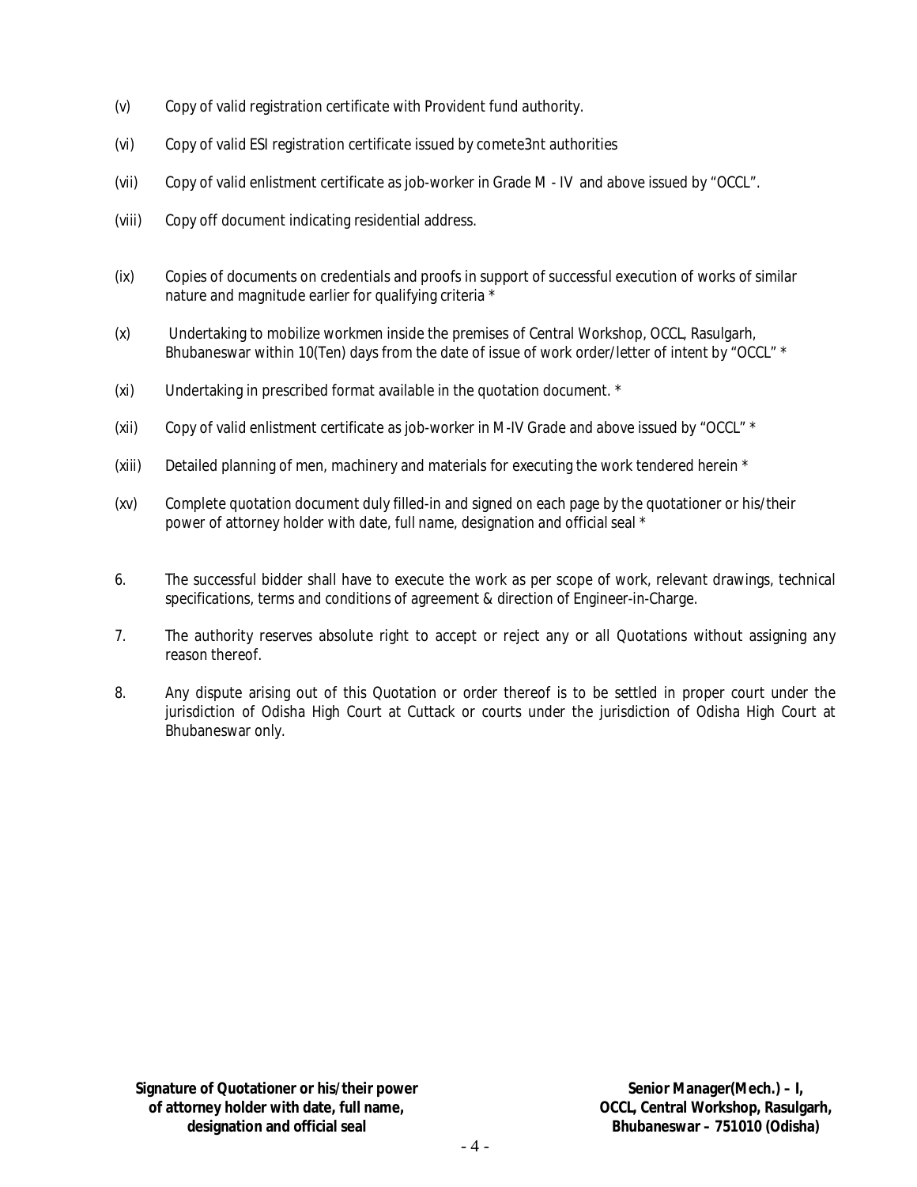(v) Copy of valid registration certificate with Provident fund authority.

(vi) Copy of valid ESI registration certificate issued by comete3nt authorities

(vii) Copy of valid enlistment certificate as job-worker in Grade M - IV and above issued by "OCCL".

(viii) Copy off document indicating residential address.

(ix) Copies of documents on credentials and proofs in support of successful execution of works of similar nature and magnitude earlier for qualifying criteria *

(x) Undertaking to mobilize workmen inside the premises of Central Workshop, OCCL, Rasulgarh, Bhubaneswar within 10(Ten) days from the date of issue of work order/letter of intent by "OCCL" *

(xi) Undertaking in prescribed format available in the quotation document. *

(xii) Copy of valid enlistment certificate as job-worker in M-IV Grade and above issued by "OCCL" *

(xiii) Detailed planning of men, machinery and materials for executing the work tendered herein *

(xv) Complete quotation document duly filled-in and signed on each page by the quotationer or his/their power of attorney holder with date, full name, designation and official seal *

6. The successful bidder shall have to execute the work as per scope of work, relevant drawings, technical specifications, terms and conditions of agreement & direction of Engineer-in-Charge.

7. The authority reserves absolute right to accept or reject any or all Quotations without assigning any reason thereof.

8. Any dispute arising out of this Quotation or order thereof is to be settled in proper court under the jurisdiction of Odisha High Court at Cuttack or courts under the jurisdiction of Odisha High Court at Bhubaneswar only.

**Signature of Quotationer or his/their power of attorney holder with date, full name, designation and official seal**

**Senior Manager(Mech.) – I,**
**OCCL, Central Workshop, Rasulgarh,**
**Bhubaneswar – 751010 (Odisha)**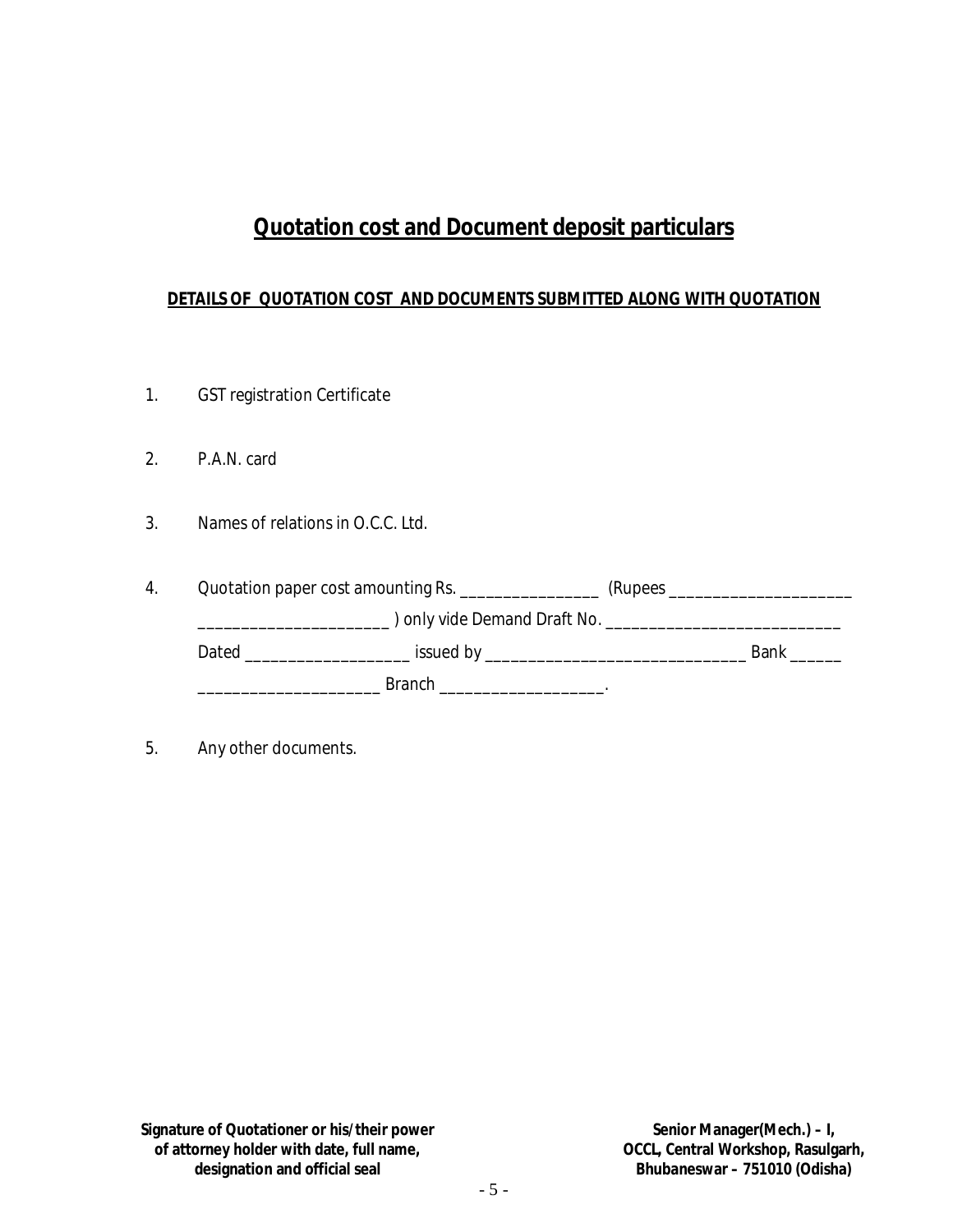# Quotation cost and Document deposit particulars

**DETAILS OF QUOTATION COST AND DOCUMENTS SUBMITTED ALONG WITH QUOTATION**

1. GST registration Certificate

2. P.A.N. card

3. Names of relations in O.C.C. Ltd.

4. Quotation paper cost amounting Rs. ________________ (Rupees _____________________ _____________________ ) only vide Demand Draft No. ___________________________ Dated ___________________ issued by ______________________________ Bank ______ _____________________ Branch ___________________.

5. Any other documents.

**Signature of Quotationer or his/their power of attorney holder with date, full name, designation and official seal**

**Senior Manager(Mech.) – I, OCCL, Central Workshop, Rasulgarh, Bhubaneswar – 751010 (Odisha)**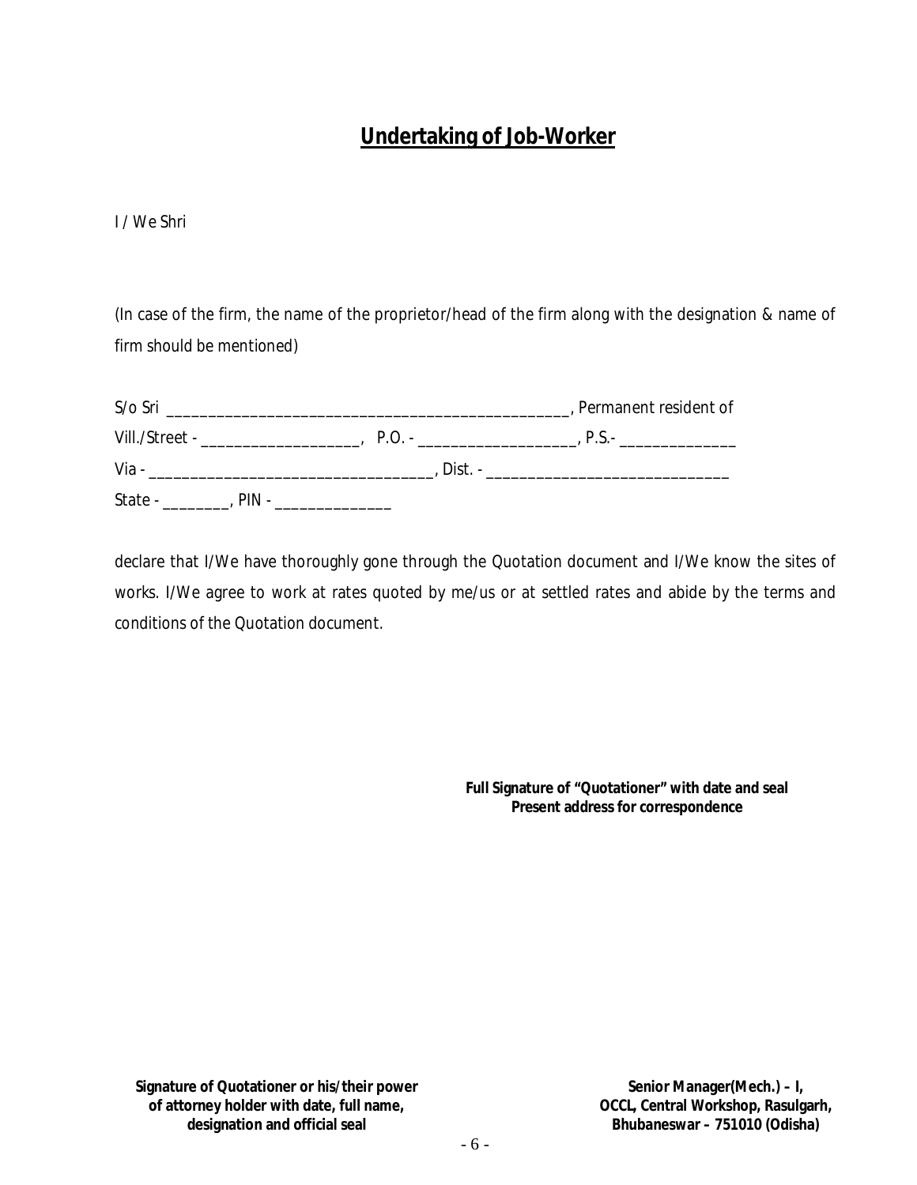## **Undertaking of Job-Worker**

I / We Shri

(In case of the firm, the name of the proprietor/head of the firm along with the designation & name of firm should be mentioned)

S/o Sri ________________________________________________, Permanent resident of
Vill./Street - ___________________, P.O. - ___________________, P.S.- ______________
Via - _________________________________, Dist. - ____________________________
State - ________, PIN - ______________

declare that I/We have thoroughly gone through the Quotation document and I/We know the sites of works. I/We agree to work at rates quoted by me/us or at settled rates and abide by the terms and conditions of the Quotation document.

**Full Signature of "Quotationer" with date and seal**
**Present address for correspondence**

**Signature of Quotationer or his/their power of attorney holder with date, full name, designation and official seal**

**Senior Manager(Mech.) – I,**
**OCCL, Central Workshop, Rasulgarh,**
**Bhubaneswar – 751010 (Odisha)**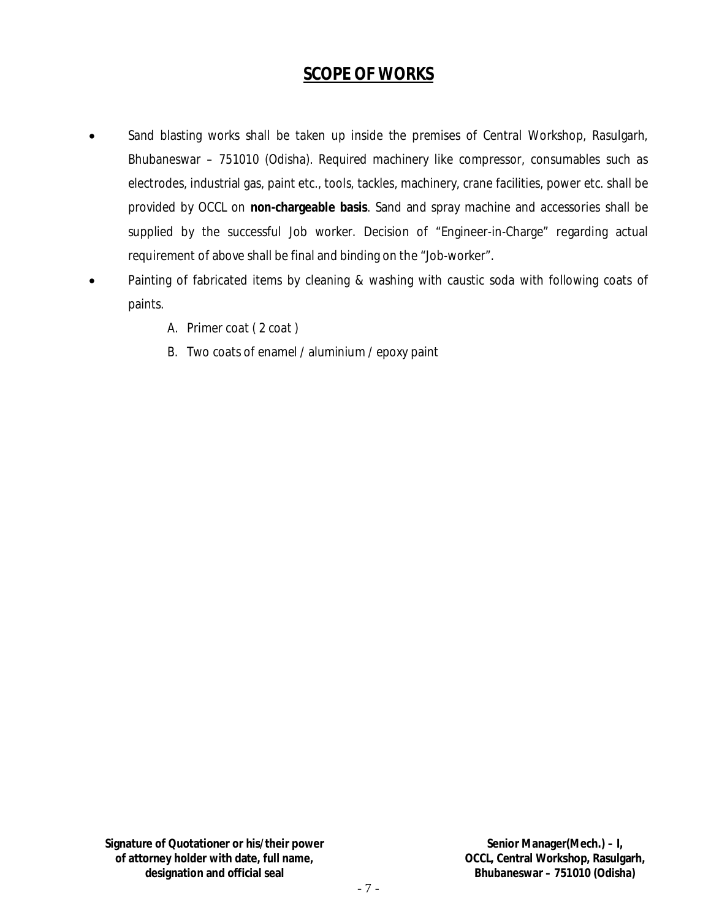# SCOPE OF WORKS

- Sand blasting works shall be taken up inside the premises of Central Workshop, Rasulgarh, Bhubaneswar – 751010 (Odisha). Required machinery like compressor, consumables such as electrodes, industrial gas, paint etc., tools, tackles, machinery, crane facilities, power etc. shall be provided by OCCL on **non-chargeable basis**. Sand and spray machine and accessories shall be supplied by the successful Job worker. Decision of "Engineer-in-Charge" regarding actual requirement of above shall be final and binding on the "Job-worker".
- Painting of fabricated items by cleaning & washing with caustic soda with following coats of paints.
  - A. Primer coat ( 2 coat )
  - B. Two coats of enamel / aluminium / epoxy paint

**Signature of Quotationer or his/their power of attorney holder with date, full name, designation and official seal**

**Senior Manager(Mech.) – I,
OCCL, Central Workshop, Rasulgarh,
Bhubaneswar – 751010 (Odisha)**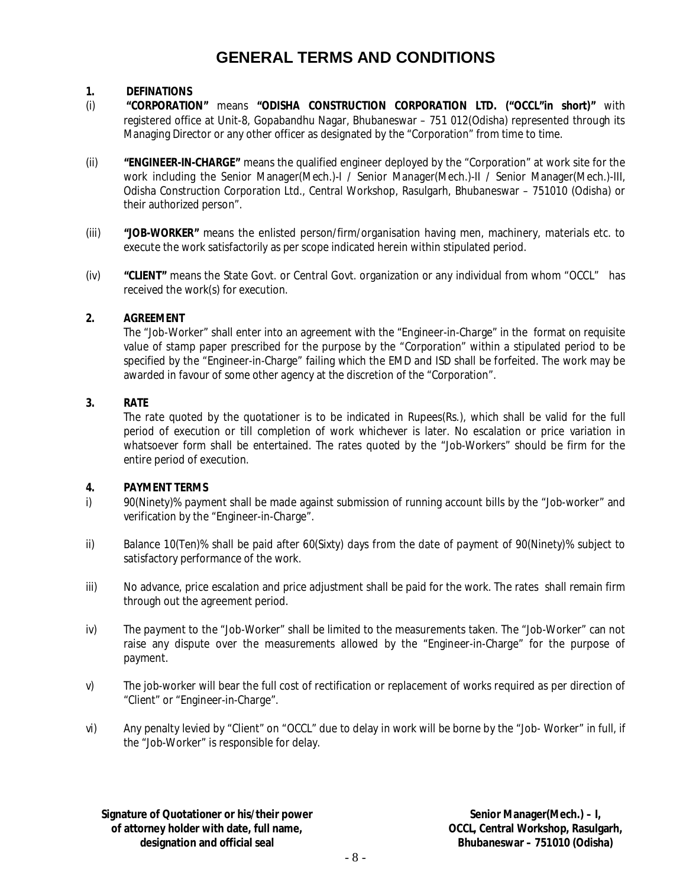# GENERAL TERMS AND CONDITIONS

**1. DEFINATIONS**

(i) **"CORPORATION"** means **"ODISHA CONSTRUCTION CORPORATION LTD. ("OCCL"in short)"** with registered office at Unit-8, Gopabandhu Nagar, Bhubaneswar – 751 012(Odisha) represented through its Managing Director or any other officer as designated by the "Corporation" from time to time.

(ii) **"ENGINEER-IN-CHARGE"** means the qualified engineer deployed by the "Corporation" at work site for the work including the Senior Manager(Mech.)-I / Senior Manager(Mech.)-II / Senior Manager(Mech.)-III, Odisha Construction Corporation Ltd., Central Workshop, Rasulgarh, Bhubaneswar – 751010 (Odisha) or their authorized person".

(iii) **"JOB-WORKER"** means the enlisted person/firm/organisation having men, machinery, materials etc. to execute the work satisfactorily as per scope indicated herein within stipulated period.

(iv) **"CLIENT"** means the State Govt. or Central Govt. organization or any individual from whom "OCCL" has received the work(s) for execution.

**2. AGREEMENT**

The "Job-Worker" shall enter into an agreement with the "Engineer-in-Charge" in the format on requisite value of stamp paper prescribed for the purpose by the "Corporation" within a stipulated period to be specified by the "Engineer-in-Charge" failing which the EMD and ISD shall be forfeited. The work may be awarded in favour of some other agency at the discretion of the "Corporation".

**3. RATE**

The rate quoted by the quotationer is to be indicated in Rupees(Rs.), which shall be valid for the full period of execution or till completion of work whichever is later. No escalation or price variation in whatsoever form shall be entertained. The rates quoted by the "Job-Workers" should be firm for the entire period of execution.

**4. PAYMENT TERMS**

i) 90(Ninety)% payment shall be made against submission of running account bills by the "Job-worker" and verification by the "Engineer-in-Charge".

ii) Balance 10(Ten)% shall be paid after 60(Sixty) days from the date of payment of 90(Ninety)% subject to satisfactory performance of the work.

iii) No advance, price escalation and price adjustment shall be paid for the work. The rates shall remain firm through out the agreement period.

iv) The payment to the "Job-Worker" shall be limited to the measurements taken. The "Job-Worker" can not raise any dispute over the measurements allowed by the "Engineer-in-Charge" for the purpose of payment.

v) The job-worker will bear the full cost of rectification or replacement of works required as per direction of "Client" or "Engineer-in-Charge".

vi) Any penalty levied by "Client" on "OCCL" due to delay in work will be borne by the "Job- Worker" in full, if the "Job-Worker" is responsible for delay.

**Signature of Quotationer or his/their power of attorney holder with date, full name, designation and official seal**

**Senior Manager(Mech.) – I, OCCL, Central Workshop, Rasulgarh, Bhubaneswar – 751010 (Odisha)**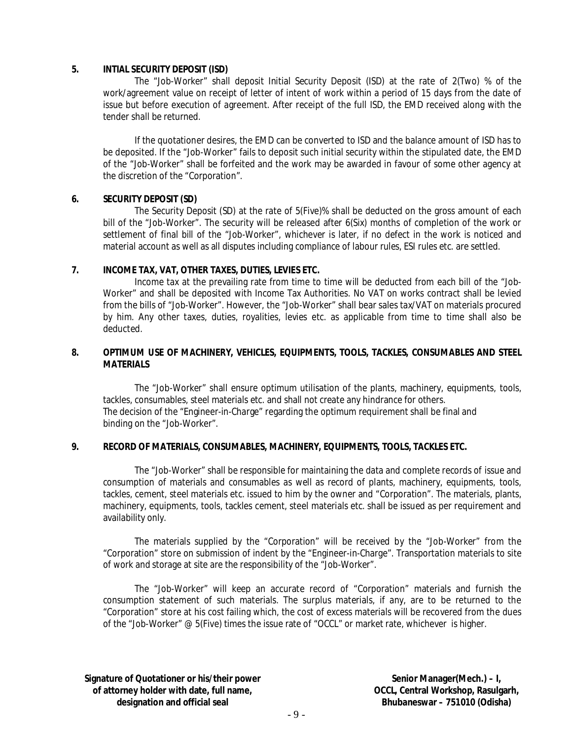**5. INTIAL SECURITY DEPOSIT (ISD)**

The "Job-Worker" shall deposit Initial Security Deposit (ISD) at the rate of 2(Two) % of the work/agreement value on receipt of letter of intent of work within a period of 15 days from the date of issue but before execution of agreement. After receipt of the full ISD, the EMD received along with the tender shall be returned.

If the quotationer desires, the EMD can be converted to ISD and the balance amount of ISD has to be deposited. If the "Job-Worker" fails to deposit such initial security within the stipulated date, the EMD of the "Job-Worker" shall be forfeited and the work may be awarded in favour of some other agency at the discretion of the "Corporation".

**6. SECURITY DEPOSIT (SD)**

The Security Deposit (SD) at the rate of 5(Five)% shall be deducted on the gross amount of each bill of the "Job-Worker". The security will be released after 6(Six) months of completion of the work or settlement of final bill of the "Job-Worker", whichever is later, if no defect in the work is noticed and material account as well as all disputes including compliance of labour rules, ESI rules etc. are settled.

**7. INCOME TAX, VAT, OTHER TAXES, DUTIES, LEVIES ETC.**

Income tax at the prevailing rate from time to time will be deducted from each bill of the "Job-Worker" and shall be deposited with Income Tax Authorities. No VAT on works contract shall be levied from the bills of "Job-Worker". However, the "Job-Worker" shall bear sales tax/VAT on materials procured by him. Any other taxes, duties, royalities, levies etc. as applicable from time to time shall also be deducted.

**8. OPTIMUM USE OF MACHINERY, VEHICLES, EQUIPMENTS, TOOLS, TACKLES, CONSUMABLES AND STEEL MATERIALS**

The "Job-Worker" shall ensure optimum utilisation of the plants, machinery, equipments, tools, tackles, consumables, steel materials etc. and shall not create any hindrance for others.
The decision of the "Engineer-in-Charge" regarding the optimum requirement shall be final and binding on the "Job-Worker".

**9. RECORD OF MATERIALS, CONSUMABLES, MACHINERY, EQUIPMENTS, TOOLS, TACKLES ETC.**

The "Job-Worker" shall be responsible for maintaining the data and complete records of issue and consumption of materials and consumables as well as record of plants, machinery, equipments, tools, tackles, cement, steel materials etc. issued to him by the owner and "Corporation". The materials, plants, machinery, equipments, tools, tackles cement, steel materials etc. shall be issued as per requirement and availability only.

The materials supplied by the "Corporation" will be received by the "Job-Worker" from the "Corporation" store on submission of indent by the "Engineer-in-Charge". Transportation materials to site of work and storage at site are the responsibility of the "Job-Worker".

The "Job-Worker" will keep an accurate record of "Corporation" materials and furnish the consumption statement of such materials. The surplus materials, if any, are to be returned to the "Corporation" store at his cost failing which, the cost of excess materials will be recovered from the dues of the "Job-Worker" @ 5(Five) times the issue rate of "OCCL" or market rate, whichever is higher.

**Signature of Quotationer or his/their power of attorney holder with date, full name, designation and official seal**

**Senior Manager(Mech.) – I, OCCL, Central Workshop, Rasulgarh, Bhubaneswar – 751010 (Odisha)**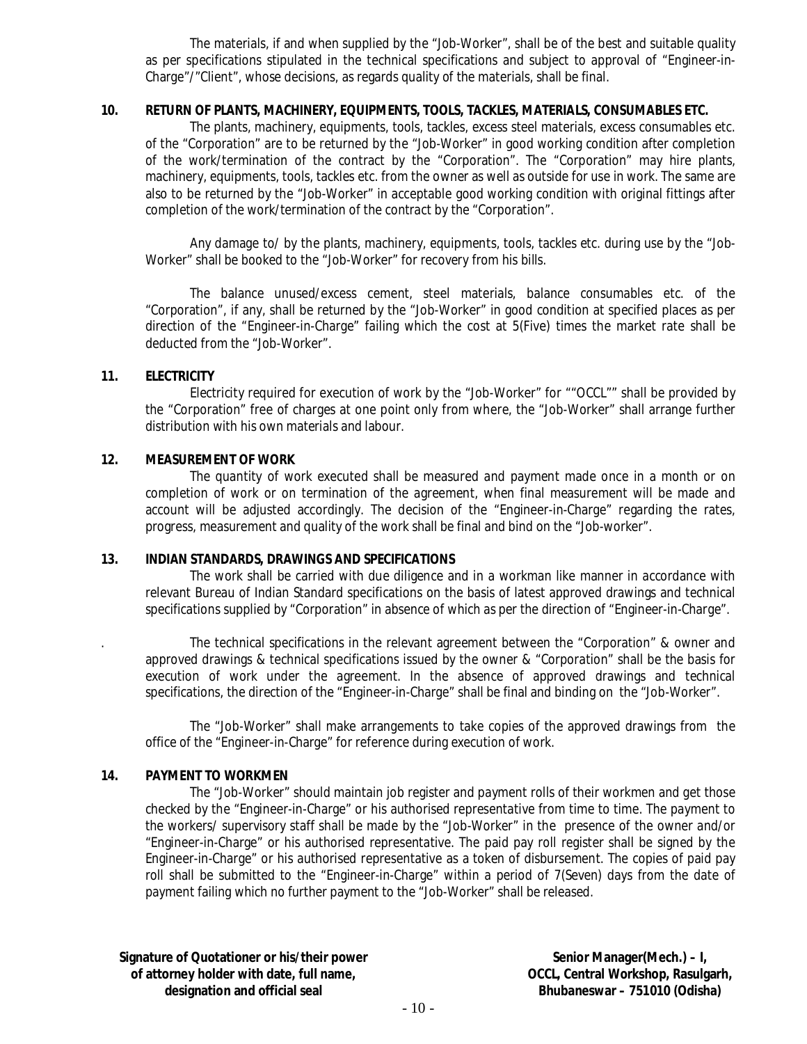The materials, if and when supplied by the "Job-Worker", shall be of the best and suitable quality as per specifications stipulated in the technical specifications and subject to approval of "Engineer-in-Charge"/"Client", whose decisions, as regards quality of the materials, shall be final.

**10. RETURN OF PLANTS, MACHINERY, EQUIPMENTS, TOOLS, TACKLES, MATERIALS, CONSUMABLES ETC.**

The plants, machinery, equipments, tools, tackles, excess steel materials, excess consumables etc. of the "Corporation" are to be returned by the "Job-Worker" in good working condition after completion of the work/termination of the contract by the "Corporation". The "Corporation" may hire plants, machinery, equipments, tools, tackles etc. from the owner as well as outside for use in work. The same are also to be returned by the "Job-Worker" in acceptable good working condition with original fittings after completion of the work/termination of the contract by the "Corporation".

Any damage to/ by the plants, machinery, equipments, tools, tackles etc. during use by the "Job-Worker" shall be booked to the "Job-Worker" for recovery from his bills.

The balance unused/excess cement, steel materials, balance consumables etc. of the "Corporation", if any, shall be returned by the "Job-Worker" in good condition at specified places as per direction of the "Engineer-in-Charge" failing which the cost at 5(Five) times the market rate shall be deducted from the "Job-Worker".

**11. ELECTRICITY**

Electricity required for execution of work by the "Job-Worker" for ""OCCL"" shall be provided by the "Corporation" free of charges at one point only from where, the "Job-Worker" shall arrange further distribution with his own materials and labour.

**12. MEASUREMENT OF WORK**

The quantity of work executed shall be measured and payment made once in a month or on completion of work or on termination of the agreement, when final measurement will be made and account will be adjusted accordingly. The decision of the "Engineer-in-Charge" regarding the rates, progress, measurement and quality of the work shall be final and bind on the "Job-worker".

**13. INDIAN STANDARDS, DRAWINGS AND SPECIFICATIONS**

The work shall be carried with due diligence and in a workman like manner in accordance with relevant Bureau of Indian Standard specifications on the basis of latest approved drawings and technical specifications supplied by "Corporation" in absence of which as per the direction of "Engineer-in-Charge".

. The technical specifications in the relevant agreement between the "Corporation" & owner and approved drawings & technical specifications issued by the owner & "Corporation" shall be the basis for execution of work under the agreement. In the absence of approved drawings and technical specifications, the direction of the "Engineer-in-Charge" shall be final and binding on the "Job-Worker".

The "Job-Worker" shall make arrangements to take copies of the approved drawings from the office of the "Engineer-in-Charge" for reference during execution of work.

**14. PAYMENT TO WORKMEN**

The "Job-Worker" should maintain job register and payment rolls of their workmen and get those checked by the "Engineer-in-Charge" or his authorised representative from time to time. The payment to the workers/ supervisory staff shall be made by the "Job-Worker" in the presence of the owner and/or "Engineer-in-Charge" or his authorised representative. The paid pay roll register shall be signed by the Engineer-in-Charge" or his authorised representative as a token of disbursement. The copies of paid pay roll shall be submitted to the "Engineer-in-Charge" within a period of 7(Seven) days from the date of payment failing which no further payment to the "Job-Worker" shall be released.

**Signature of Quotationer or his/their power of attorney holder with date, full name, designation and official seal**

**Senior Manager(Mech.) – I, OCCL, Central Workshop, Rasulgarh, Bhubaneswar – 751010 (Odisha)**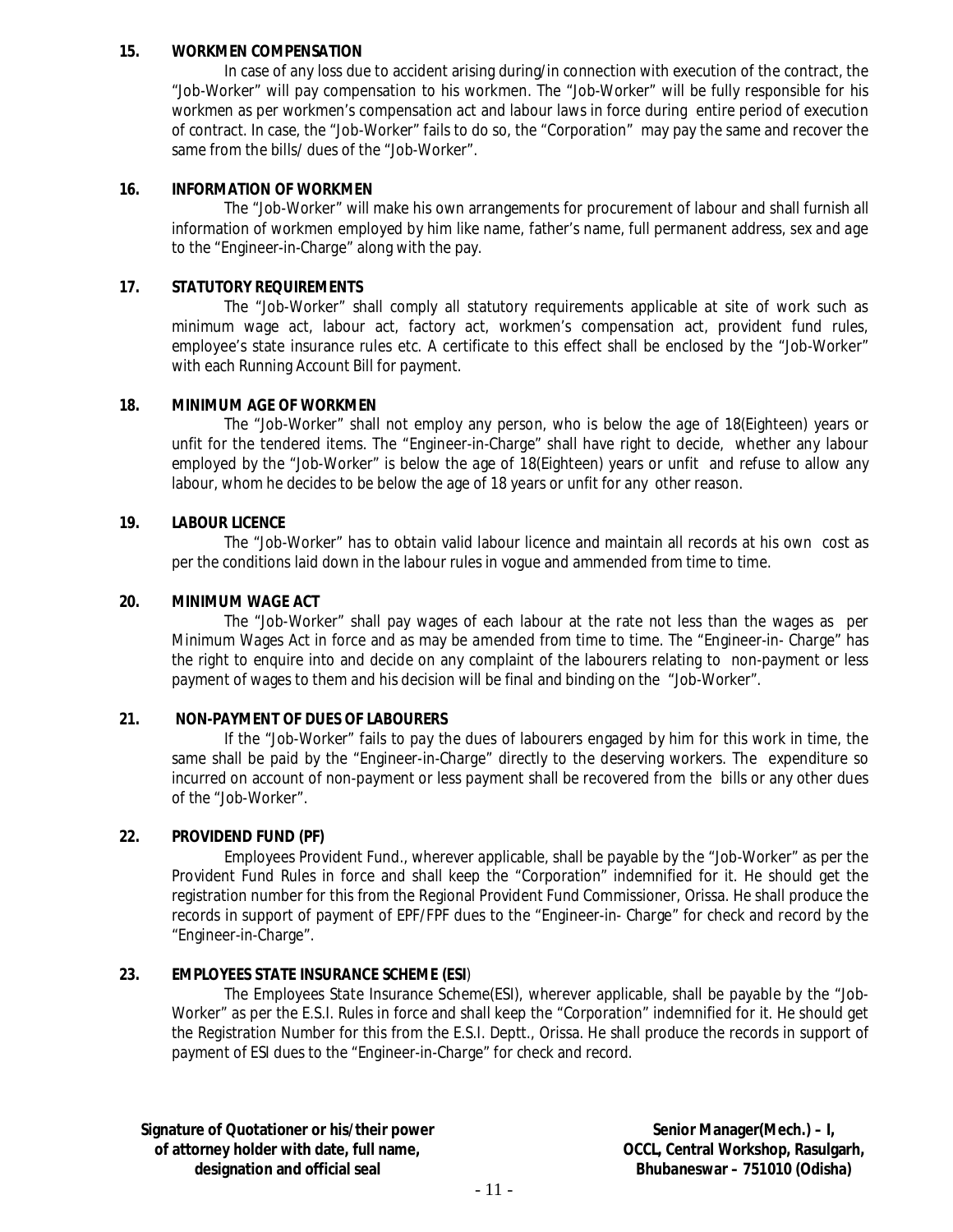**15. WORKMEN COMPENSATION**

In case of any loss due to accident arising during/in connection with execution of the contract, the "Job-Worker" will pay compensation to his workmen. The "Job-Worker" will be fully responsible for his workmen as per workmen's compensation act and labour laws in force during entire period of execution of contract. In case, the "Job-Worker" fails to do so, the "Corporation" may pay the same and recover the same from the bills/ dues of the "Job-Worker".

**16. INFORMATION OF WORKMEN**

The "Job-Worker" will make his own arrangements for procurement of labour and shall furnish all information of workmen employed by him like name, father's name, full permanent address, sex and age to the "Engineer-in-Charge" along with the pay.

**17. STATUTORY REQUIREMENTS**

The "Job-Worker" shall comply all statutory requirements applicable at site of work such as minimum wage act, labour act, factory act, workmen's compensation act, provident fund rules, employee's state insurance rules etc. A certificate to this effect shall be enclosed by the "Job-Worker" with each Running Account Bill for payment.

**18. MINIMUM AGE OF WORKMEN**

The "Job-Worker" shall not employ any person, who is below the age of 18(Eighteen) years or unfit for the tendered items. The "Engineer-in-Charge" shall have right to decide, whether any labour employed by the "Job-Worker" is below the age of 18(Eighteen) years or unfit and refuse to allow any labour, whom he decides to be below the age of 18 years or unfit for any other reason.

**19. LABOUR LICENCE**

The "Job-Worker" has to obtain valid labour licence and maintain all records at his own cost as per the conditions laid down in the labour rules in vogue and ammended from time to time.

**20. MINIMUM WAGE ACT**

The "Job-Worker" shall pay wages of each labour at the rate not less than the wages as per Minimum Wages Act in force and as may be amended from time to time. The "Engineer-in- Charge" has the right to enquire into and decide on any complaint of the labourers relating to non-payment or less payment of wages to them and his decision will be final and binding on the "Job-Worker".

**21. NON-PAYMENT OF DUES OF LABOURERS**

If the "Job-Worker" fails to pay the dues of labourers engaged by him for this work in time, the same shall be paid by the "Engineer-in-Charge" directly to the deserving workers. The expenditure so incurred on account of non-payment or less payment shall be recovered from the bills or any other dues of the "Job-Worker".

**22. PROVIDEND FUND (PF)**

Employees Provident Fund., wherever applicable, shall be payable by the "Job-Worker" as per the Provident Fund Rules in force and shall keep the "Corporation" indemnified for it. He should get the registration number for this from the Regional Provident Fund Commissioner, Orissa. He shall produce the records in support of payment of EPF/FPF dues to the "Engineer-in- Charge" for check and record by the "Engineer-in-Charge".

**23. EMPLOYEES STATE INSURANCE SCHEME (ESI)**

The Employees State Insurance Scheme(ESI), wherever applicable, shall be payable by the "Job-Worker" as per the E.S.I. Rules in force and shall keep the "Corporation" indemnified for it. He should get the Registration Number for this from the E.S.I. Deptt., Orissa. He shall produce the records in support of payment of ESI dues to the "Engineer-in-Charge" for check and record.

**Signature of Quotationer or his/their power of attorney holder with date, full name, designation and official seal**

**Senior Manager(Mech.) – I, OCCL, Central Workshop, Rasulgarh, Bhubaneswar – 751010 (Odisha)**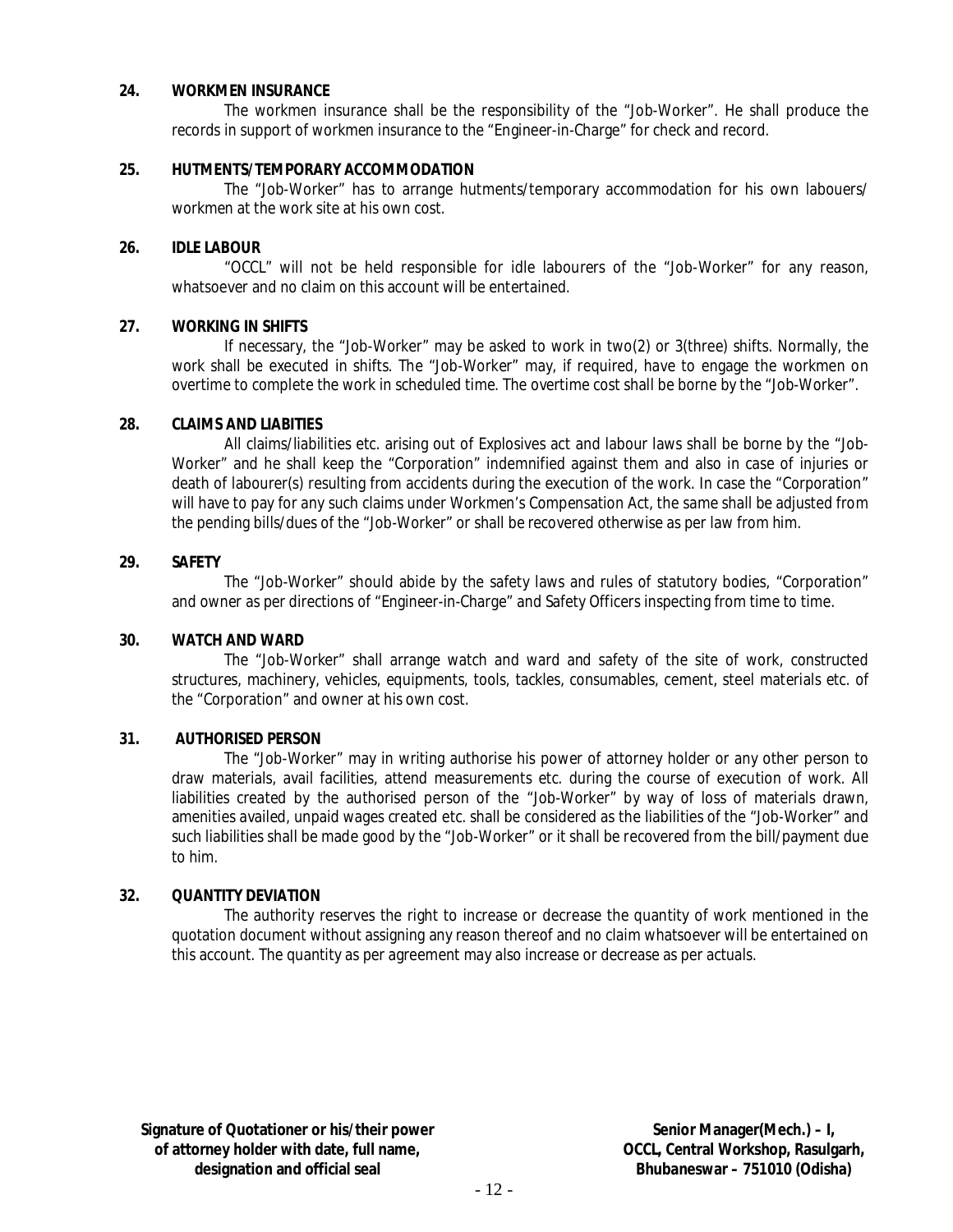**24. WORKMEN INSURANCE**

The workmen insurance shall be the responsibility of the "Job-Worker". He shall produce the records in support of workmen insurance to the "Engineer-in-Charge" for check and record.

**25. HUTMENTS/TEMPORARY ACCOMMODATION**

The "Job-Worker" has to arrange hutments/temporary accommodation for his own labouers/ workmen at the work site at his own cost.

**26. IDLE LABOUR**

"OCCL" will not be held responsible for idle labourers of the "Job-Worker" for any reason, whatsoever and no claim on this account will be entertained.

**27. WORKING IN SHIFTS**

If necessary, the "Job-Worker" may be asked to work in two(2) or 3(three) shifts. Normally, the work shall be executed in shifts. The "Job-Worker" may, if required, have to engage the workmen on overtime to complete the work in scheduled time. The overtime cost shall be borne by the "Job-Worker".

**28. CLAIMS AND LIABITIES**

All claims/liabilities etc. arising out of Explosives act and labour laws shall be borne by the "Job-Worker" and he shall keep the "Corporation" indemnified against them and also in case of injuries or death of labourer(s) resulting from accidents during the execution of the work. In case the "Corporation" will have to pay for any such claims under Workmen's Compensation Act, the same shall be adjusted from the pending bills/dues of the "Job-Worker" or shall be recovered otherwise as per law from him.

**29. SAFETY**

The "Job-Worker" should abide by the safety laws and rules of statutory bodies, "Corporation" and owner as per directions of "Engineer-in-Charge" and Safety Officers inspecting from time to time.

**30. WATCH AND WARD**

The "Job-Worker" shall arrange watch and ward and safety of the site of work, constructed structures, machinery, vehicles, equipments, tools, tackles, consumables, cement, steel materials etc. of the "Corporation" and owner at his own cost.

**31. AUTHORISED PERSON**

The "Job-Worker" may in writing authorise his power of attorney holder or any other person to draw materials, avail facilities, attend measurements etc. during the course of execution of work. All liabilities created by the authorised person of the "Job-Worker" by way of loss of materials drawn, amenities availed, unpaid wages created etc. shall be considered as the liabilities of the "Job-Worker" and such liabilities shall be made good by the "Job-Worker" or it shall be recovered from the bill/payment due to him.

**32. QUANTITY DEVIATION**

The authority reserves the right to increase or decrease the quantity of work mentioned in the quotation document without assigning any reason thereof and no claim whatsoever will be entertained on this account. The quantity as per agreement may also increase or decrease as per actuals.

**Signature of Quotationer or his/their power of attorney holder with date, full name, designation and official seal**

**Senior Manager(Mech.) – I, OCCL, Central Workshop, Rasulgarh, Bhubaneswar – 751010 (Odisha)**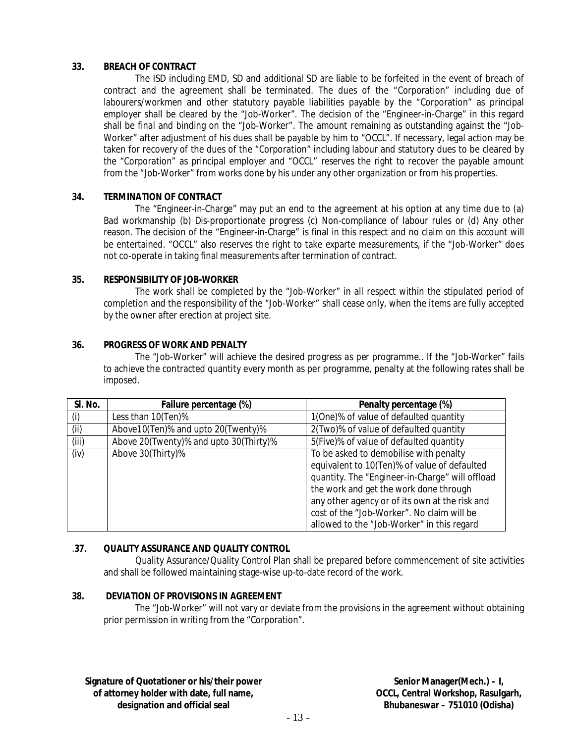**33. BREACH OF CONTRACT**

The ISD including EMD, SD and additional SD are liable to be forfeited in the event of breach of contract and the agreement shall be terminated. The dues of the "Corporation" including due of labourers/workmen and other statutory payable liabilities payable by the "Corporation" as principal employer shall be cleared by the "Job-Worker". The decision of the "Engineer-in-Charge" in this regard shall be final and binding on the "Job-Worker". The amount remaining as outstanding against the "Job-Worker" after adjustment of his dues shall be payable by him to "OCCL". If necessary, legal action may be taken for recovery of the dues of the "Corporation" including labour and statutory dues to be cleared by the "Corporation" as principal employer and "OCCL" reserves the right to recover the payable amount from the "Job-Worker" from works done by his under any other organization or from his properties.

**34. TERMINATION OF CONTRACT**

The "Engineer-in-Charge" may put an end to the agreement at his option at any time due to (a) Bad workmanship (b) Dis-proportionate progress (c) Non-compliance of labour rules or (d) Any other reason. The decision of the "Engineer-in-Charge" is final in this respect and no claim on this account will be entertained. "OCCL" also reserves the right to take exparte measurements, if the "Job-Worker" does not co-operate in taking final measurements after termination of contract.

**35. RESPONSIBILITY OF JOB-WORKER**

The work shall be completed by the "Job-Worker" in all respect within the stipulated period of completion and the responsibility of the "Job-Worker" shall cease only, when the items are fully accepted by the owner after erection at project site.

**36. PROGRESS OF WORK AND PENALTY**

The "Job-Worker" will achieve the desired progress as per programme.. If the "Job-Worker" fails to achieve the contracted quantity every month as per programme, penalty at the following rates shall be imposed.

| Sl. No. | Failure percentage (%) | Penalty percentage (%) |
|---|---|---|
| (i) | Less than 10(Ten)% | 1(One)% of value of defaulted quantity |
| (ii) | Above10(Ten)% and upto 20(Twenty)% | 2(Two)% of value of defaulted quantity |
| (iii) | Above 20(Twenty)% and upto 30(Thirty)% | 5(Five)% of value of defaulted quantity |
| (iv) | Above 30(Thirty)% | To be asked to demobilise with penalty equivalent to 10(Ten)% of value of defaulted quantity. The "Engineer-in-Charge" will offload the work and get the work done through any other agency or of its own at the risk and cost of the "Job-Worker". No claim will be allowed to the "Job-Worker" in this regard |

.**37. QUALITY ASSURANCE AND QUALITY CONTROL**

Quality Assurance/Quality Control Plan shall be prepared before commencement of site activities and shall be followed maintaining stage-wise up-to-date record of the work.

**38. DEVIATION OF PROVISIONS IN AGREEMENT**

The "Job-Worker" will not vary or deviate from the provisions in the agreement without obtaining prior permission in writing from the "Corporation".

**Signature of Quotationer or his/their power of attorney holder with date, full name, designation and official seal**

**Senior Manager(Mech.) – I, OCCL, Central Workshop, Rasulgarh, Bhubaneswar – 751010 (Odisha)**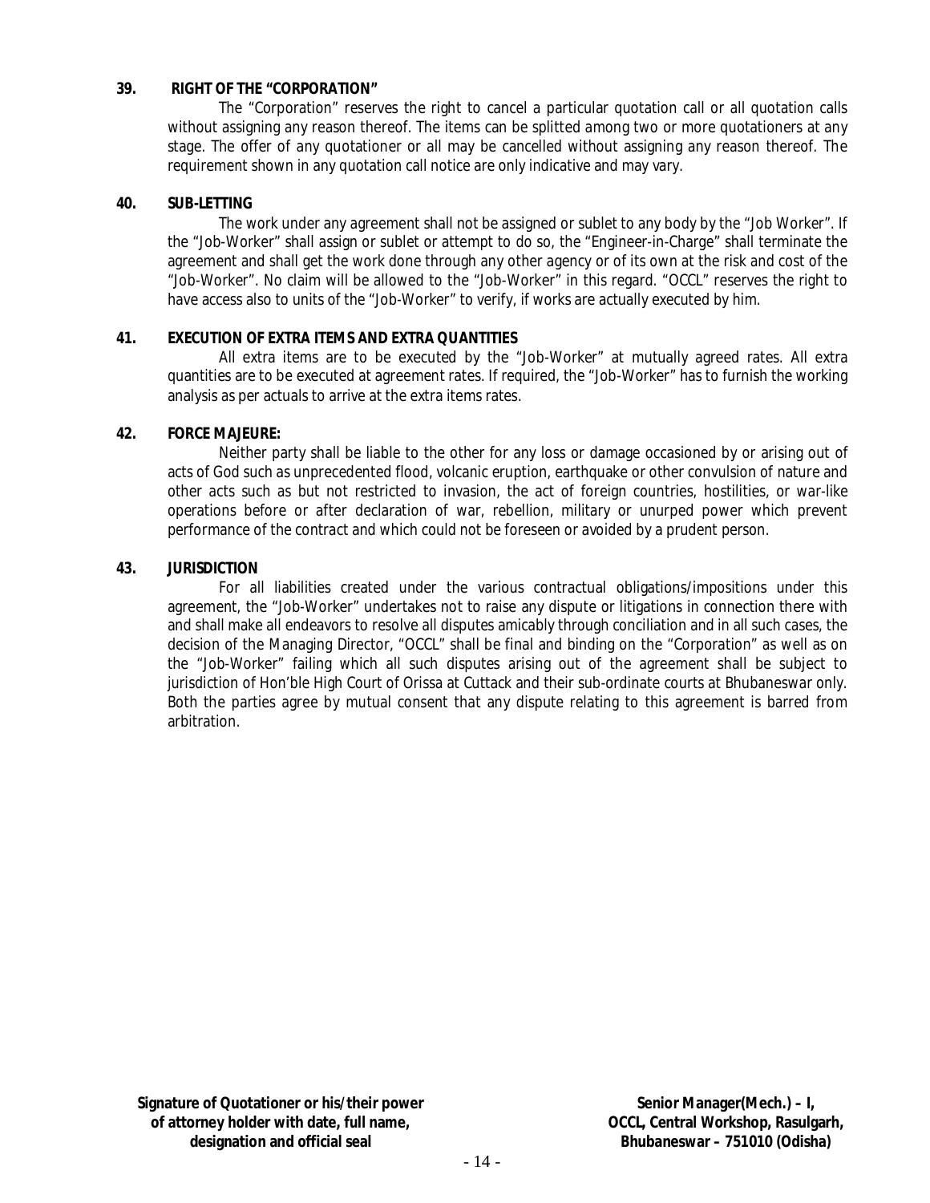**39. RIGHT OF THE "CORPORATION"**

The "Corporation" reserves the right to cancel a particular quotation call or all quotation calls without assigning any reason thereof. The items can be splitted among two or more quotationers at any stage. The offer of any quotationer or all may be cancelled without assigning any reason thereof. The requirement shown in any quotation call notice are only indicative and may vary.

**40. SUB-LETTING**

The work under any agreement shall not be assigned or sublet to any body by the "Job Worker". If the "Job-Worker" shall assign or sublet or attempt to do so, the "Engineer-in-Charge" shall terminate the agreement and shall get the work done through any other agency or of its own at the risk and cost of the "Job-Worker". No claim will be allowed to the "Job-Worker" in this regard. "OCCL" reserves the right to have access also to units of the "Job-Worker" to verify, if works are actually executed by him.

**41. EXECUTION OF EXTRA ITEMS AND EXTRA QUANTITIES**

All extra items are to be executed by the "Job-Worker" at mutually agreed rates. All extra quantities are to be executed at agreement rates. If required, the "Job-Worker" has to furnish the working analysis as per actuals to arrive at the extra items rates.

**42. FORCE MAJEURE:**

Neither party shall be liable to the other for any loss or damage occasioned by or arising out of acts of God such as unprecedented flood, volcanic eruption, earthquake or other convulsion of nature and other acts such as but not restricted to invasion, the act of foreign countries, hostilities, or war-like operations before or after declaration of war, rebellion, military or unurped power which prevent performance of the contract and which could not be foreseen or avoided by a prudent person.

**43. JURISDICTION**

For all liabilities created under the various contractual obligations/impositions under this agreement, the "Job-Worker" undertakes not to raise any dispute or litigations in connection there with and shall make all endeavors to resolve all disputes amicably through conciliation and in all such cases, the decision of the Managing Director, "OCCL" shall be final and binding on the "Corporation" as well as on the "Job-Worker" failing which all such disputes arising out of the agreement shall be subject to jurisdiction of Hon'ble High Court of Orissa at Cuttack and their sub-ordinate courts at Bhubaneswar only. Both the parties agree by mutual consent that any dispute relating to this agreement is barred from arbitration.

**Signature of Quotationer or his/their power of attorney holder with date, full name, designation and official seal**

**Senior Manager(Mech.) – I, OCCL, Central Workshop, Rasulgarh, Bhubaneswar – 751010 (Odisha)**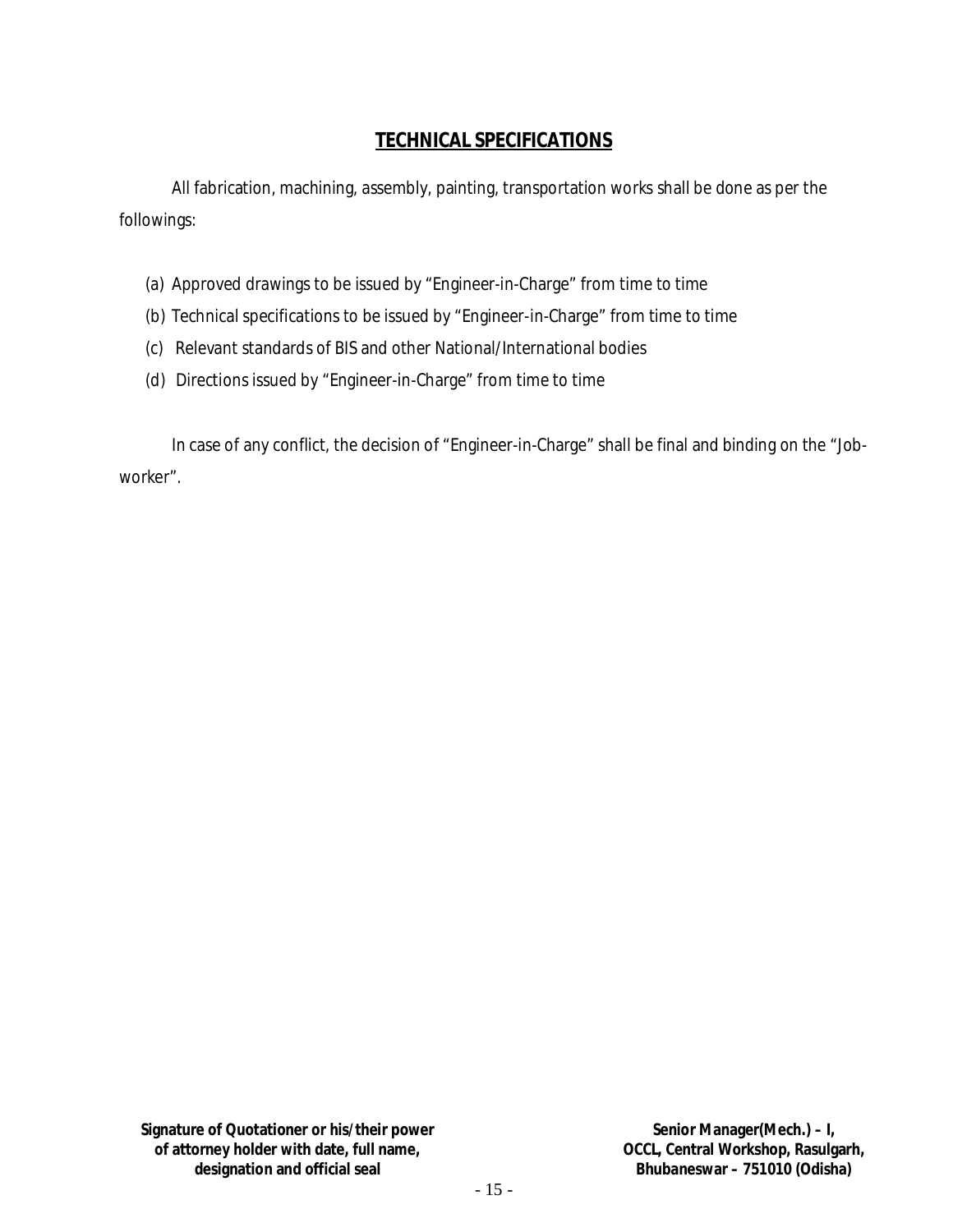## TECHNICAL SPECIFICATIONS

All fabrication, machining, assembly, painting, transportation works shall be done as per the followings:

(a) Approved drawings to be issued by "Engineer-in-Charge" from time to time

(b) Technical specifications to be issued by "Engineer-in-Charge" from time to time

(c) Relevant standards of BIS and other National/International bodies

(d) Directions issued by "Engineer-in-Charge" from time to time

In case of any conflict, the decision of "Engineer-in-Charge" shall be final and binding on the "Job-worker".

**Signature of Quotationer or his/their power of attorney holder with date, full name, designation and official seal**

**Senior Manager(Mech.) – I, OCCL, Central Workshop, Rasulgarh, Bhubaneswar – 751010 (Odisha)**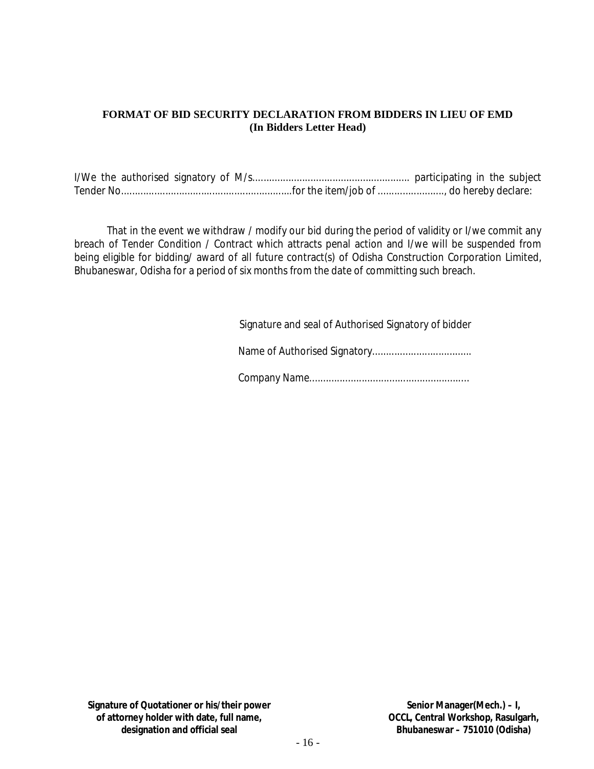**FORMAT OF BID SECURITY DECLARATION FROM BIDDERS IN LIEU OF EMD**
**(In Bidders Letter Head)**

I/We the authorised signatory of M/s......................................................... participating in the subject Tender No..............................................................for the item/job of ........................, do hereby declare:

That in the event we withdraw / modify our bid during the period of validity or I/we commit any breach of Tender Condition / Contract which attracts penal action and I/we will be suspended from being eligible for bidding/ award of all future contract(s) of Odisha Construction Corporation Limited, Bhubaneswar, Odisha for a period of six months from the date of committing such breach.

Signature and seal of Authorised Signatory of bidder

Name of Authorised Signatory...................................

Company Name.........................................................

**Signature of Quotationer or his/their power of attorney holder with date, full name, designation and official seal**

**Senior Manager(Mech.) – I,**
**OCCL, Central Workshop, Rasulgarh,**
**Bhubaneswar – 751010 (Odisha)**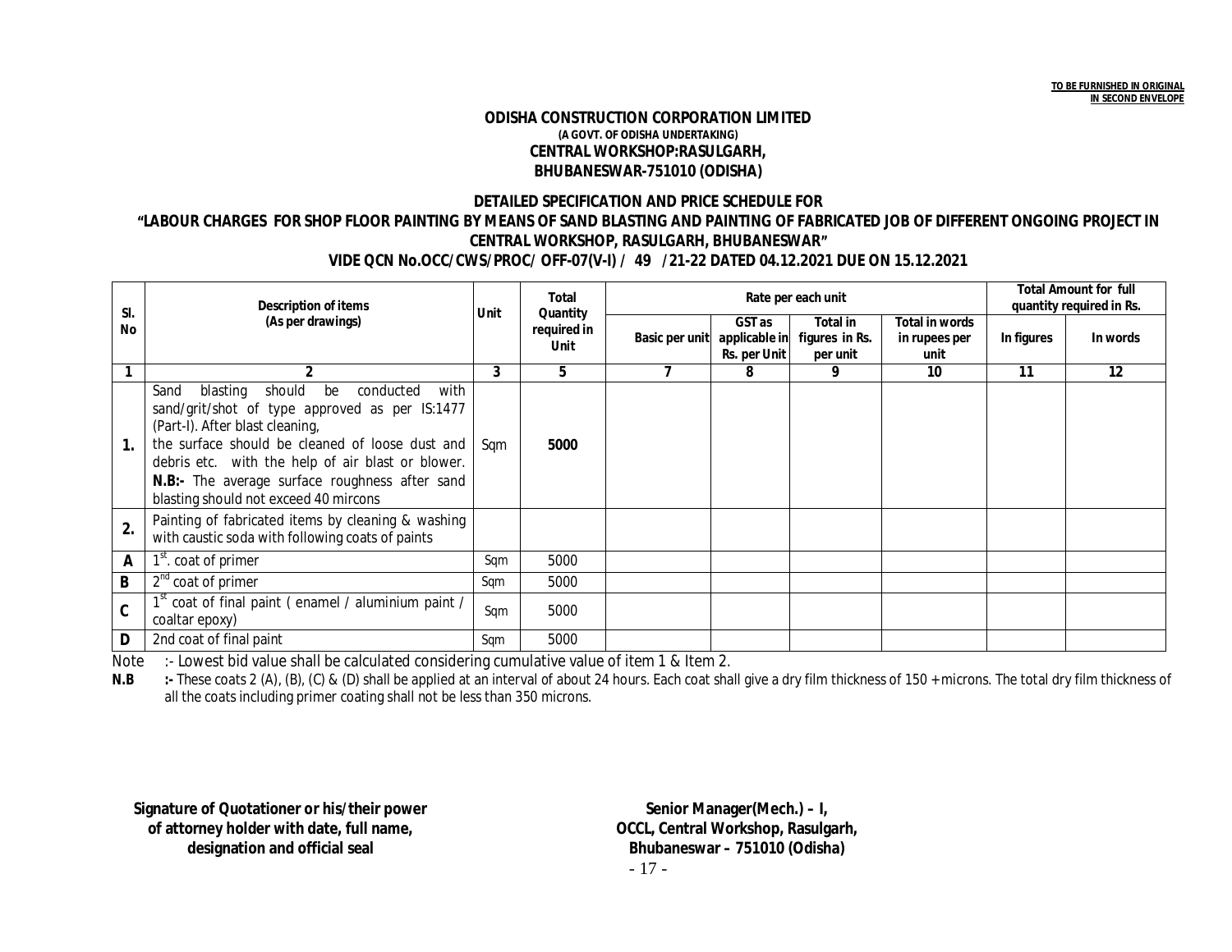**TO BE FURNISHED IN ORIGINAL**
**IN SECOND ENVELOPE**

# ODISHA CONSTRUCTION CORPORATION LIMITED

**(A GOVT. OF ODISHA UNDERTAKING)**

**CENTRAL WORKSHOP:RASULGARH,**
**BHUBANESWAR-751010 (ODISHA)**

## DETAILED SPECIFICATION AND PRICE SCHEDULE FOR

## "LABOUR CHARGES FOR SHOP FLOOR PAINTING BY MEANS OF SAND BLASTING AND PAINTING OF FABRICATED JOB OF DIFFERENT ONGOING PROJECT IN CENTRAL WORKSHOP, RASULGARH, BHUBANESWAR"

### VIDE QCN No.OCC/CWS/PROC/ OFF-07(V-I) / 49 /21-22 DATED 04.12.2021 DUE ON 15.12.2021

| Sl. No | Description of items (As per drawings) | Unit | Total Quantity required in Unit | Rate per each unit | | | | Total Amount for full quantity required in Rs. | |
|---|---|---|---|---|---|---|---|---|---|
| | | | | Basic per unit | GST as applicable in Rs. per Unit | Total in figures in Rs. per unit | Total in words in rupees per unit | In figures | In words |
| 1 | 2 | 3 | 5 | 7 | 8 | 9 | 10 | 11 | 12 |
| 1. | Sand blasting should be conducted with sand/grit/shot of type approved as per IS:1477 (Part-I). After blast cleaning, the surface should be cleaned of loose dust and debris etc. with the help of air blast or blower. **N.B:-** The average surface roughness after sand blasting should not exceed 40 mircons | Sqm | **5000** | | | | | | |
| 2. | Painting of fabricated items by cleaning & washing with caustic soda with following coats of paints | | | | | | | | |
| A | 1st. coat of primer | Sqm | 5000 | | | | | | |
| B | 2nd coat of primer | Sqm | 5000 | | | | | | |
| C | 1st coat of final paint ( enamel / aluminium paint / coaltar epoxy) | Sqm | 5000 | | | | | | |
| D | 2nd coat of final paint | Sqm | 5000 | | | | | | |

Note :- Lowest bid value shall be calculated considering cumulative value of item 1 & Item 2.

**N.B :-** These coats 2 (A), (B), (C) & (D) shall be applied at an interval of about 24 hours. Each coat shall give a dry film thickness of 150 + microns. The total dry film thickness of all the coats including primer coating shall not be less than 350 microns.

**Signature of Quotationer or his/their power of attorney holder with date, full name, designation and official seal**

**Senior Manager(Mech.) – I,**
**OCCL, Central Workshop, Rasulgarh,**
**Bhubaneswar – 751010 (Odisha)**